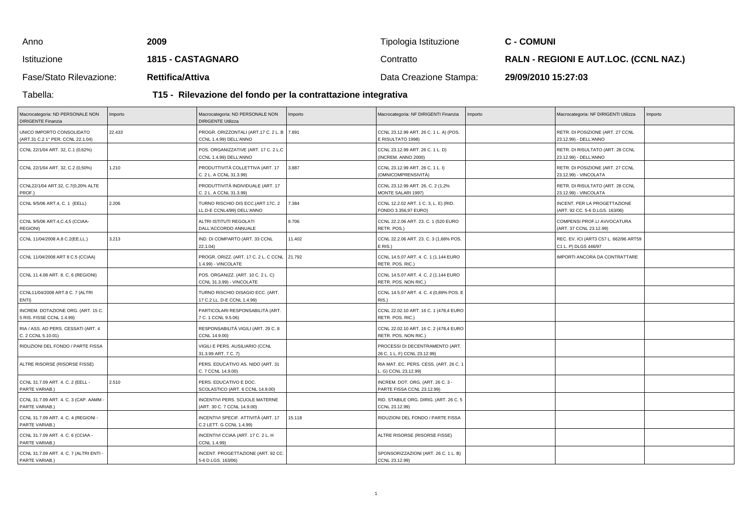| Anno | **2009** | Tipologia Istituzione | **C - COMUNI** |
|---|---|---|---|
| Istituzione | **1815 - CASTAGNARO** | Contratto | **RALN - REGIONI E AUT.LOC. (CCNL NAZ.)** |
| Fase/Stato Rilevazione: | **Rettifica/Attiva** | Data Creazione Stampa: | **29/09/2010 15:27:03** |

Tabella: **T15 - Rilevazione del fondo per la contrattazione integrativa**

| Macrocategoria: ND PERSONALE NON DIRIGENTE Finanzia | Importo | Macrocategoria: ND PERSONALE NON DIRIGENTE Utilizza | Importo | Macrocategoria: NF DIRIGENTI Finanzia | Importo | Macrocategoria: NF DIRIGENTI Utilizza | Importo |
|---|---|---|---|---|---|---|---|
| UNICO IMPORTO CONSOLIDATO (ART.31 C.2 1° PER. CCNL 22.1.04) | 22.433 | PROGR. ORIZZONTALI (ART.17 C. 2 L. B CCNL 1.4.99) DELL'ANNO | 7.891 | CCNL 23.12.99 ART. 26 C. 1 L. A) (POS. E RISULTATO 1998) | | RETR. DI POSIZIONE (ART. 27 CCNL 23.12.99) - DELL'ANNO | |
| CCNL 22/1/04 ART. 32, C.1 (0,62%) | | POS. ORGANIZZATIVE (ART. 17 C. 2 L.C CCNL 1.4.99) DELL'ANNO | | CCNL 23.12.99 ART. 26 C. 1 L. D) (INCREM. ANNO 2000) | | RETR. DI RISULTATO (ART. 28 CCNL 23.12.99) - DELL'ANNO | |
| CCNL 22/1/04 ART. 32, C.2 (0,50%) | 1.210 | PRODUTTIVITÀ COLLETTIVA (ART. 17 C. 2 L. A CCNL 31.3.99) | 3.887 | CCNL 23.12.99 ART. 26 C. 1 L. I) (OMNICOMPRENSIVITÀ) | | RETR. DI POSIZIONE (ART. 27 CCNL 23.12.99) - VINCOLATA | |
| CCNL22/1/04 ART.32, C.7(0,20% ALTE PROF.) | | PRODUTTIVITÀ INDIVIDUALE (ART. 17 C. 2 L. A CCNL 31.3.99) | | CCNL 23.12.99 ART. 26. C. 2 (1,2% MONTE SALARI 1997) | | RETR. DI RISULTATO (ART. 28 CCNL 23.12.99) - VINCOLATA | |
| CCNL 9/5/06 ART.4, C. 1 (EELL) | 2.206 | TURNO RISCHIO DIS ECC.(ART.17C. 2 LL.D-E CCNL4/99) DELL'ANNO | 7.384 | CCNL 12.2.02 ART. 1 C. 3, L. E) (RID. FONDO 3.356,97 EURO) | | INCENT. PER LA PROGETTAZIONE (ART. 92 CC. 5-6 D.LGS. 163/06) | |
| CCNL 9/5/06 ART.4,C.4,5 (CCIAA-REGIONI) | | ALTRI ISTITUTI REGOLATI DALL'ACCORDO ANNUALE | 8.706 | CCNL 22.2.06 ART. 23. C. 1 (520 EURO RETR. POS.) | | COMPENSI PROF.LI AVVOCATURA (ART. 37 CCNL 23.12.99) | |
| CCNL 11/04/2008 A.8 C.2(EE.LL.) | 3.213 | IND. DI COMPARTO (ART. 33 CCNL 22.1.04) | 11.402 | CCNL 22.2.06 ART. 23. C. 3 (1,66% POS. E RIS.) | | REC. EV. ICI (ART3 C57 L. 662/96 ART59 C1 L. P) DLGS 446/97 | |
| CCNL 11/04/2008 ART 8 C.5 (CCIAA) | | PROGR. ORIZZ. (ART. 17 C. 2 L. C CCNL 1.4.99) - VINCOLATE | 21.792 | CCNL 14.5.07 ART. 4. C. 1 (1.144 EURO RETR. POS. RIC.) | | IMPORTI ANCORA DA CONTRATTARE | |
| CCNL 11.4.08 ART. 8. C. 6 (REGIONI) | | POS. ORGANIZZ. (ART. 10 C. 2 L. C) CCNL 31.3.99) - VINCOLATE | | CCNL 14.5.07 ART. 4. C. 2 (1.144 EURO RETR. POS. NON RIC.) | | | |
| CCNL11/04/2008 ART.8 C. 7 (ALTRI ENTI) | | TURNO RISCHIO DISAGIO ECC. (ART. 17 C.2 LL. D-E CCNL 1.4.99) | | CCNL 14.5.07 ART. 4. C. 4 (0,89% POS. E RIS.) | | | |
| INCREM. DOTAZIONE ORG. (ART. 15 C. 5 RIS. FISSE CCNL 1.4.99) | | PARTICOLARI RESPONSABILITÀ (ART. 7 C. 1 CCNL 9.5.06) | | CCNL 22.02.10 ART. 16 C. 1 (478,4 EURO RETR. POS. RIC.) | | | |
| RIA / ASS. AD PERS. CESSATI (ART. 4 C. 2 CCNL 5.10.01) | | RESPONSABILITÀ VIGILI (ART. 29 C. 8 CCNL 14.9.00) | | CCNL 22.02.10 ART. 16 C. 2 (478,4 EURO RETR. POS. NON RIC.) | | | |
| RIDUZIONI DEL FONDO / PARTE FISSA | | VIGILI E PERS. AUSILIARIO (CCNL 31.3.99 ART. 7 C. 7) | | PROCESSI DI DECENTRAMENTO (ART. 26 C. 1 L. F) CCNL 23.12.99) | | | |
| ALTRE RISORSE (RISORSE FISSE) | | PERS. EDUCATIVO AS. NIDO (ART. 31 C. 7 CCNL 14.9.00) | | RIA MAT. EC. PERS. CESS. (ART. 26 C. 1 L. G) CCNL 23.12.99) | | | |
| CCNL 31.7.09 ART. 4. C. 2 (EELL - PARTE VARIAB.) | 2.510 | PERS. EDUCATIVO E DOC. SCOLASTICO (ART. 6 CCNL 14.9.00) | | INCREM. DOT. ORG. (ART. 26 C. 3 - PARTE FISSA CCNL 23.12.99) | | | |
| CCNL 31.7.09 ART. 4. C. 3 (CAP. AAMM - PARTE VARIAB.) | | INCENTIVI PERS. SCUOLE MATERNE (ART. 30 C. 7 CCNL 14.9.00) | | RID. STABILE ORG. DIRIG. (ART. 26 C. 5 CCNL 23.12.99) | | | |
| CCNL 31.7.09 ART. 4. C. 4 (REGIONI - PARTE VARIAB.) | | INCENTIVI SPECIF. ATTIVITÀ (ART. 17 C.2 LETT. G CCNL 1.4.99) | 15.118 | RIDUZIONI DEL FONDO / PARTE FISSA | | | |
| CCNL 31.7.09 ART. 4. C. 6 (CCIAA - PARTE VARIAB.) | | INCENTIVI CCIAA (ART. 17 C. 2 L. H CCNL 1.4.99) | | ALTRE RISORSE (RISORSE FISSE) | | | |
| CCNL 31.7.09 ART. 4. C. 7 (ALTRI ENTI - PARTE VARIAB.) | | INCENT. PROGETTAZIONE (ART. 92 CC. 5-6 D.LGS. 163/06) | | SPONSORIZZAZIONI (ART. 26 C. 1 L. B) CCNL 23.12.99) | | | |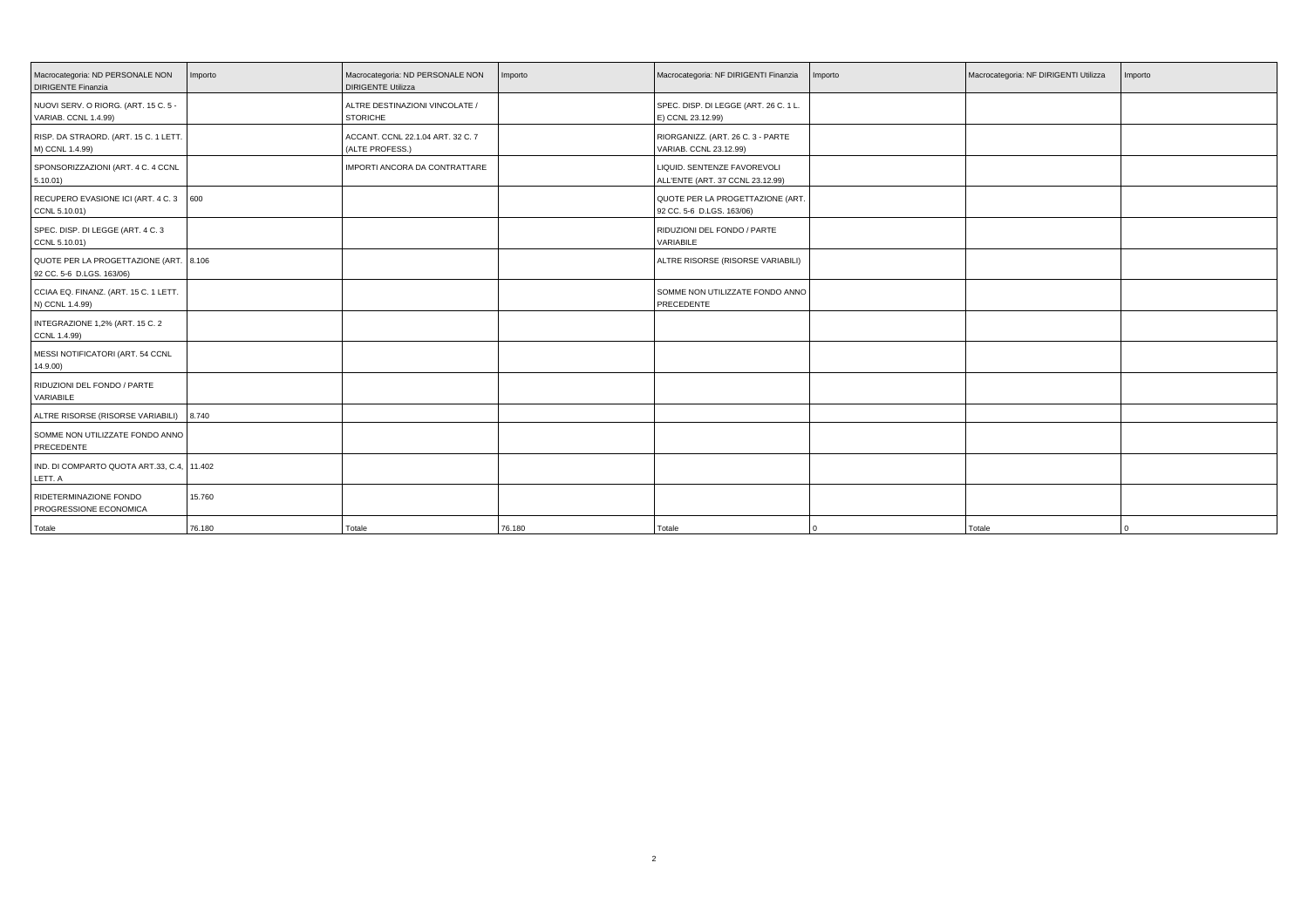| Macrocategoria: ND PERSONALE NON DIRIGENTE Finanzia | Importo | Macrocategoria: ND PERSONALE NON DIRIGENTE Utilizza | Importo | Macrocategoria: NF DIRIGENTI Finanzia | Importo | Macrocategoria: NF DIRIGENTI Utilizza | Importo |
|---|---|---|---|---|---|---|---|
| NUOVI SERV. O RIORG. (ART. 15 C. 5 - VARIAB. CCNL 1.4.99) | | ALTRE DESTINAZIONI VINCOLATE / STORICHE | | SPEC. DISP. DI LEGGE (ART. 26 C. 1 L. E) CCNL 23.12.99) | | | |
| RISP. DA STRAORD. (ART. 15 C. 1 LETT. M) CCNL 1.4.99) | | ACCANT. CCNL 22.1.04 ART. 32 C. 7 (ALTE PROFESS.) | | RIORGANIZZ. (ART. 26 C. 3 - PARTE VARIAB. CCNL 23.12.99) | | | |
| SPONSORIZZAZIONI (ART. 4 C. 4 CCNL 5.10.01) | | IMPORTI ANCORA DA CONTRATTARE | | LIQUID. SENTENZE FAVOREVOLI ALL'ENTE (ART. 37 CCNL 23.12.99) | | | |
| RECUPERO EVASIONE ICI (ART. 4 C. 3 CCNL 5.10.01) | 600 | | | QUOTE PER LA PROGETTAZIONE (ART. 92 CC. 5-6 D.LGS. 163/06) | | | |
| SPEC. DISP. DI LEGGE (ART. 4 C. 3 CCNL 5.10.01) | | | | RIDUZIONI DEL FONDO / PARTE VARIABILE | | | |
| QUOTE PER LA PROGETTAZIONE (ART. 92 CC. 5-6 D.LGS. 163/06) | 8.106 | | | ALTRE RISORSE (RISORSE VARIABILI) | | | |
| CCIAA EQ. FINANZ. (ART. 15 C. 1 LETT. N) CCNL 1.4.99) | | | | SOMME NON UTILIZZATE FONDO ANNO PRECEDENTE | | | |
| INTEGRAZIONE 1,2% (ART. 15 C. 2 CCNL 1.4.99) | | | | | | | |
| MESSI NOTIFICATORI (ART. 54 CCNL 14.9.00) | | | | | | | |
| RIDUZIONI DEL FONDO / PARTE VARIABILE | | | | | | | |
| ALTRE RISORSE (RISORSE VARIABILI) | 8.740 | | | | | | |
| SOMME NON UTILIZZATE FONDO ANNO PRECEDENTE | | | | | | | |
| IND. DI COMPARTO QUOTA ART.33, C.4, LETT. A | 11.402 | | | | | | |
| RIDETERMINAZIONE FONDO PROGRESSIONE ECONOMICA | 15.760 | | | | | | |
| Totale | 76.180 | Totale | 76.180 | Totale | 0 | Totale | 0 |